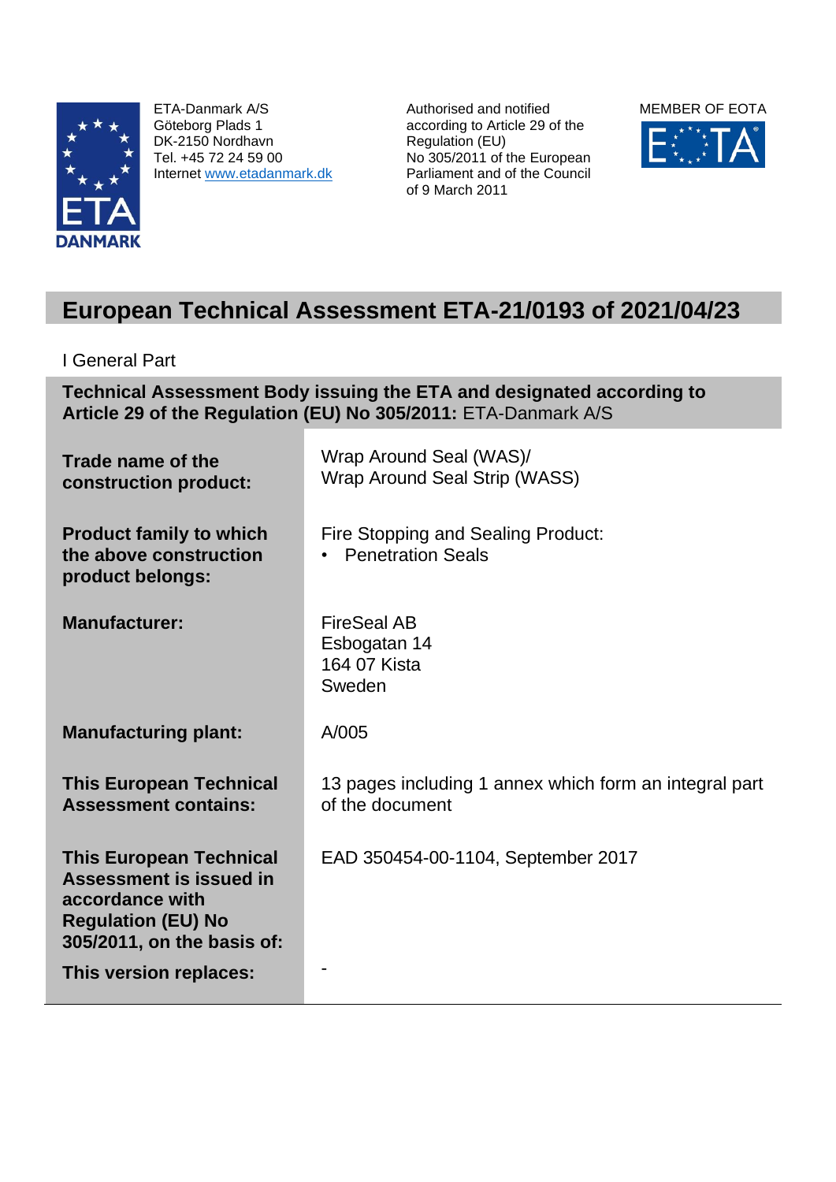ETA-Danmark A/S
Göteborg Plads 1
DK-2150 Nordhavn
Tel. +45 72 24 59 00
Internet www.etadanmark.dk

Authorised and notified according to Article 29 of the Regulation (EU) No 305/2011 of the European Parliament and of the Council of 9 March 2011

MEMBER OF EOTA

# European Technical Assessment ETA-21/0193 of 2021/04/23

I General Part

**Technical Assessment Body issuing the ETA and designated according to Article 29 of the Regulation (EU) No 305/2011:** ETA-Danmark A/S

| | |
|---|---|
| **Trade name of the construction product:** | Wrap Around Seal (WAS)/<br>Wrap Around Seal Strip (WASS) |
| **Product family to which the above construction product belongs:** | Fire Stopping and Sealing Product:<br>• Penetration Seals |
| **Manufacturer:** | FireSeal AB<br>Esbogatan 14<br>164 07 Kista<br>Sweden |
| **Manufacturing plant:** | A/005 |
| **This European Technical Assessment contains:** | 13 pages including 1 annex which form an integral part of the document |
| **This European Technical Assessment is issued in accordance with Regulation (EU) No 305/2011, on the basis of:** | EAD 350454-00-1104, September 2017 |
| **This version replaces:** | - |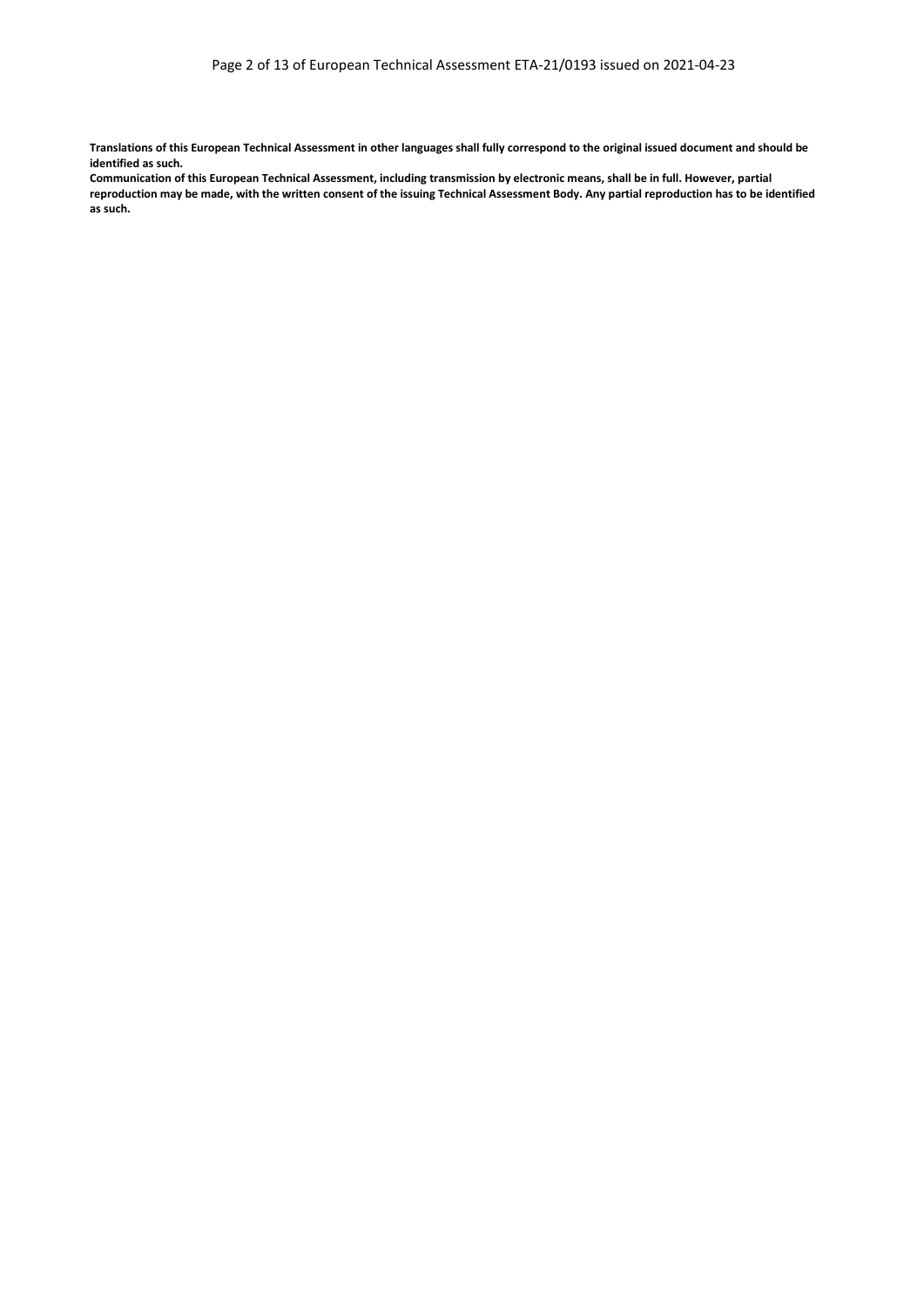**Translations of this European Technical Assessment in other languages shall fully correspond to the original issued document and should be identified as such.**

**Communication of this European Technical Assessment, including transmission by electronic means, shall be in full. However, partial reproduction may be made, with the written consent of the issuing Technical Assessment Body. Any partial reproduction has to be identified as such.**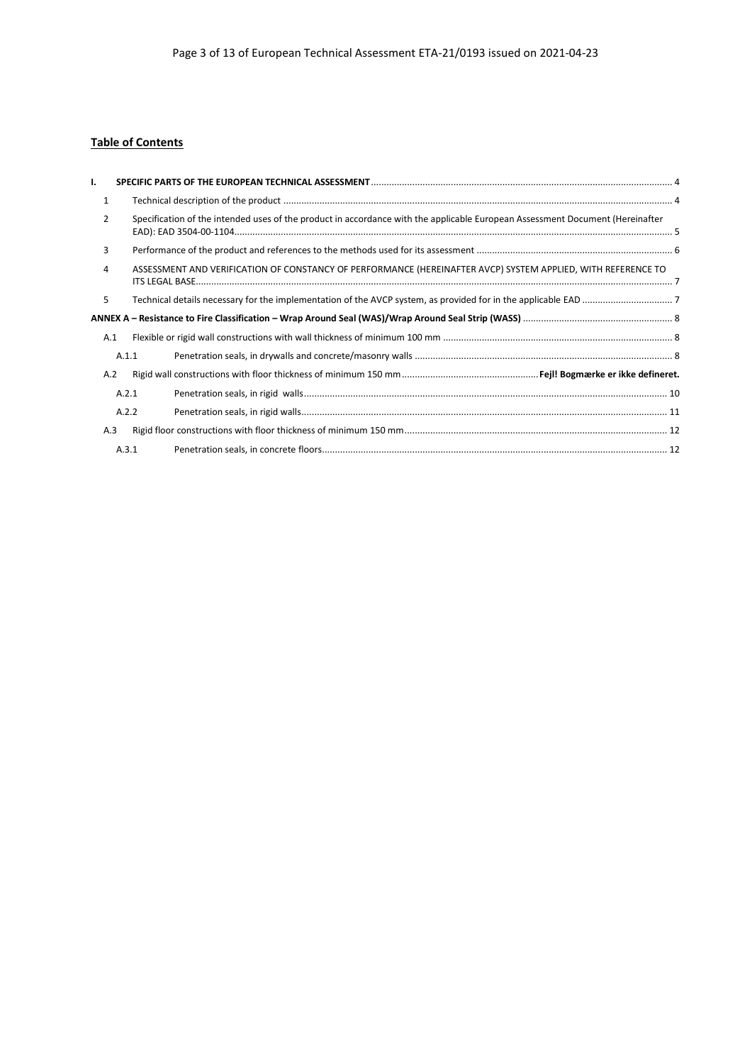## Table of Contents

| | | | |
|---|---|---|---|
| **I.** | **SPECIFIC PARTS OF THE EUROPEAN TECHNICAL ASSESSMENT** | | 4 |
| 1 | Technical description of the product | | 4 |
| 2 | Specification of the intended uses of the product in accordance with the applicable European Assessment Document (Hereinafter EAD): EAD 3504-00-1104 | | 5 |
| 3 | Performance of the product and references to the methods used for its assessment | | 6 |
| 4 | ASSESSMENT AND VERIFICATION OF CONSTANCY OF PERFORMANCE (HEREINAFTER AVCP) SYSTEM APPLIED, WITH REFERENCE TO ITS LEGAL BASE | | 7 |
| 5 | Technical details necessary for the implementation of the AVCP system, as provided for in the applicable EAD | | 7 |
| **ANNEX A – Resistance to Fire Classification – Wrap Around Seal (WAS)/Wrap Around Seal Strip (WASS)** | | | 8 |
| A.1 | Flexible or rigid wall constructions with wall thickness of minimum 100 mm | | 8 |
| | A.1.1 | Penetration seals, in drywalls and concrete/masonry walls | 8 |
| A.2 | Rigid wall constructions with floor thickness of minimum 150 mm | | **Fejl! Bogmærke er ikke defineret.** |
| | A.2.1 | Penetration seals, in rigid walls | 10 |
| | A.2.2 | Penetration seals, in rigid walls | 11 |
| A.3 | Rigid floor constructions with floor thickness of minimum 150 mm | | 12 |
| | A.3.1 | Penetration seals, in concrete floors | 12 |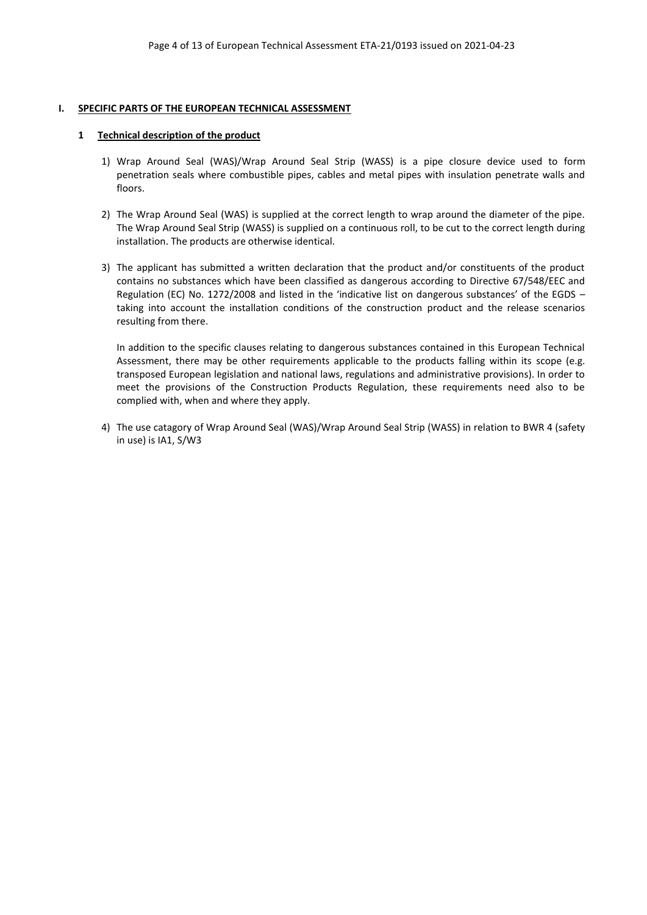# I. SPECIFIC PARTS OF THE EUROPEAN TECHNICAL ASSESSMENT

## 1 Technical description of the product

1) Wrap Around Seal (WAS)/Wrap Around Seal Strip (WASS) is a pipe closure device used to form penetration seals where combustible pipes, cables and metal pipes with insulation penetrate walls and floors.

2) The Wrap Around Seal (WAS) is supplied at the correct length to wrap around the diameter of the pipe. The Wrap Around Seal Strip (WASS) is supplied on a continuous roll, to be cut to the correct length during installation. The products are otherwise identical.

3) The applicant has submitted a written declaration that the product and/or constituents of the product contains no substances which have been classified as dangerous according to Directive 67/548/EEC and Regulation (EC) No. 1272/2008 and listed in the 'indicative list on dangerous substances' of the EGDS – taking into account the installation conditions of the construction product and the release scenarios resulting from there.

   In addition to the specific clauses relating to dangerous substances contained in this European Technical Assessment, there may be other requirements applicable to the products falling within its scope (e.g. transposed European legislation and national laws, regulations and administrative provisions). In order to meet the provisions of the Construction Products Regulation, these requirements need also to be complied with, when and where they apply.

4) The use catagory of Wrap Around Seal (WAS)/Wrap Around Seal Strip (WASS) in relation to BWR 4 (safety in use) is IA1, S/W3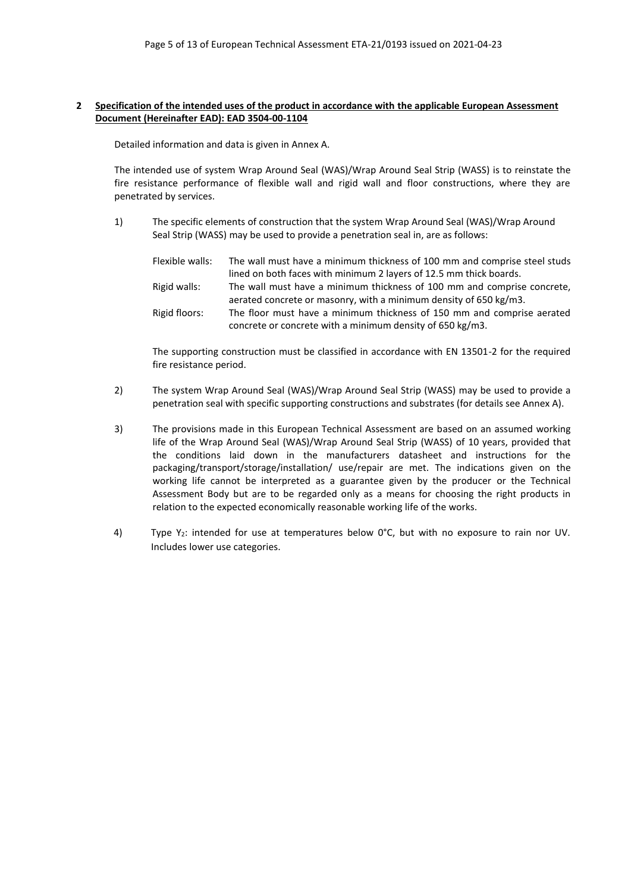## 2 Specification of the intended uses of the product in accordance with the applicable European Assessment Document (Hereinafter EAD): EAD 3504-00-1104

Detailed information and data is given in Annex A.

The intended use of system Wrap Around Seal (WAS)/Wrap Around Seal Strip (WASS) is to reinstate the fire resistance performance of flexible wall and rigid wall and floor constructions, where they are penetrated by services.

1) The specific elements of construction that the system Wrap Around Seal (WAS)/Wrap Around Seal Strip (WASS) may be used to provide a penetration seal in, are as follows:

| | |
|---|---|
| Flexible walls: | The wall must have a minimum thickness of 100 mm and comprise steel studs lined on both faces with minimum 2 layers of 12.5 mm thick boards. |
| Rigid walls: | The wall must have a minimum thickness of 100 mm and comprise concrete, aerated concrete or masonry, with a minimum density of 650 kg/m3. |
| Rigid floors: | The floor must have a minimum thickness of 150 mm and comprise aerated concrete or concrete with a minimum density of 650 kg/m3. |

The supporting construction must be classified in accordance with EN 13501-2 for the required fire resistance period.

2) The system Wrap Around Seal (WAS)/Wrap Around Seal Strip (WASS) may be used to provide a penetration seal with specific supporting constructions and substrates (for details see Annex A).

3) The provisions made in this European Technical Assessment are based on an assumed working life of the Wrap Around Seal (WAS)/Wrap Around Seal Strip (WASS) of 10 years, provided that the conditions laid down in the manufacturers datasheet and instructions for the packaging/transport/storage/installation/ use/repair are met. The indications given on the working life cannot be interpreted as a guarantee given by the producer or the Technical Assessment Body but are to be regarded only as a means for choosing the right products in relation to the expected economically reasonable working life of the works.

4) Type $Y_2$: intended for use at temperatures below 0°C, but with no exposure to rain nor UV. Includes lower use categories.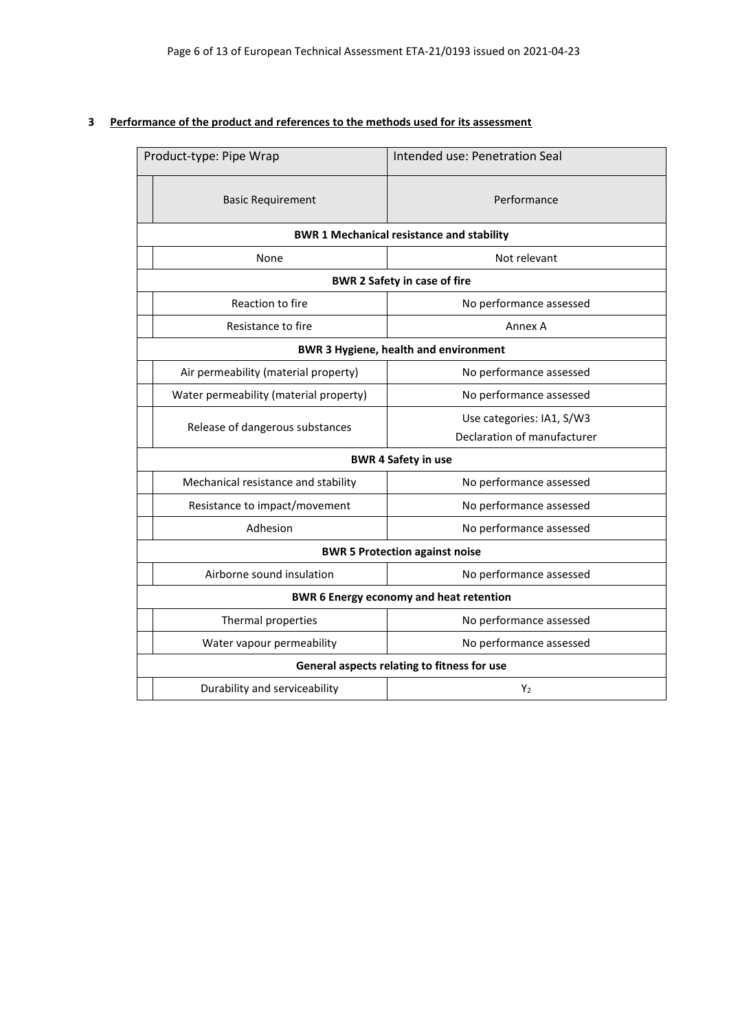## 3 Performance of the product and references to the methods used for its assessment

| Product-type: Pipe Wrap | Intended use: Penetration Seal |
|---|---|
| Basic Requirement | Performance |
| **BWR 1 Mechanical resistance and stability** | |
| None | Not relevant |
| **BWR 2 Safety in case of fire** | |
| Reaction to fire | No performance assessed |
| Resistance to fire | Annex A |
| **BWR 3 Hygiene, health and environment** | |
| Air permeability (material property) | No performance assessed |
| Water permeability (material property) | No performance assessed |
| Release of dangerous substances | Use categories: IA1, S/W3<br>Declaration of manufacturer |
| **BWR 4 Safety in use** | |
| Mechanical resistance and stability | No performance assessed |
| Resistance to impact/movement | No performance assessed |
| Adhesion | No performance assessed |
| **BWR 5 Protection against noise** | |
| Airborne sound insulation | No performance assessed |
| **BWR 6 Energy economy and heat retention** | |
| Thermal properties | No performance assessed |
| Water vapour permeability | No performance assessed |
| **General aspects relating to fitness for use** | |
| Durability and serviceability | $Y_2$ |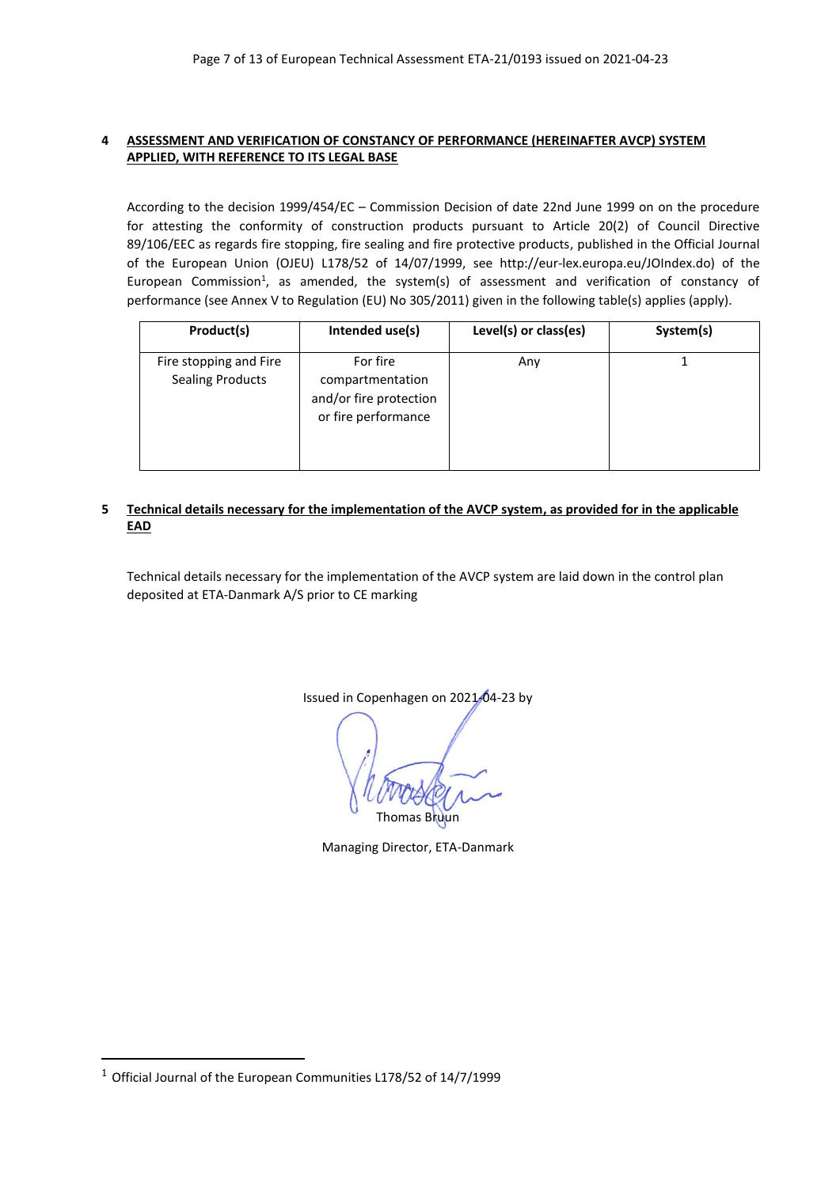## 4 ASSESSMENT AND VERIFICATION OF CONSTANCY OF PERFORMANCE (HEREINAFTER AVCP) SYSTEM APPLIED, WITH REFERENCE TO ITS LEGAL BASE

According to the decision 1999/454/EC – Commission Decision of date 22nd June 1999 on on the procedure for attesting the conformity of construction products pursuant to Article 20(2) of Council Directive 89/106/EEC as regards fire stopping, fire sealing and fire protective products, published in the Official Journal of the European Union (OJEU) L178/52 of 14/07/1999, see http://eur-lex.europa.eu/JOIndex.do) of the European Commission[1], as amended, the system(s) of assessment and verification of constancy of performance (see Annex V to Regulation (EU) No 305/2011) given in the following table(s) applies (apply).

| Product(s) | Intended use(s) | Level(s) or class(es) | System(s) |
|---|---|---|---|
| Fire stopping and Fire Sealing Products | For fire compartmentation and/or fire protection or fire performance | Any | 1 |

## 5 Technical details necessary for the implementation of the AVCP system, as provided for in the applicable EAD

Technical details necessary for the implementation of the AVCP system are laid down in the control plan deposited at ETA-Danmark A/S prior to CE marking

Issued in Copenhagen on 2021-04-23 by

Thomas Bruun

Managing Director, ETA-Danmark

[1] Official Journal of the European Communities L178/52 of 14/7/1999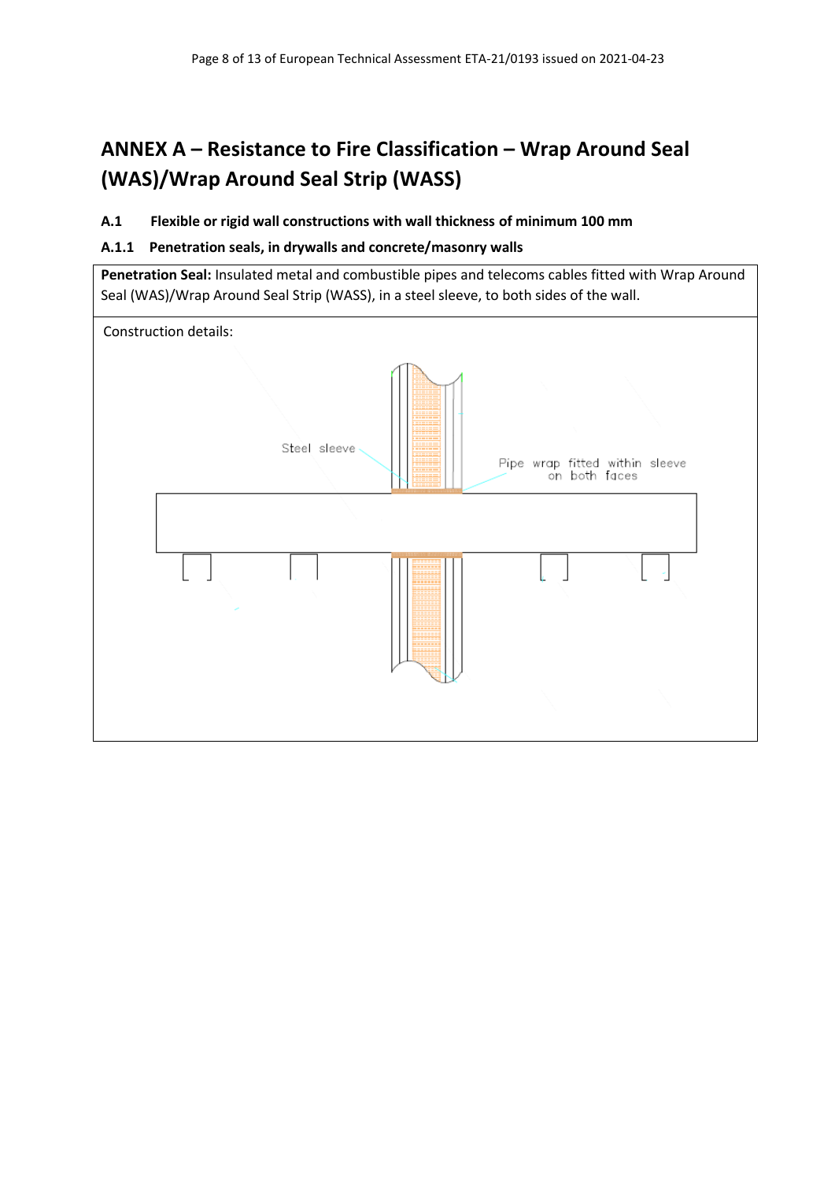# ANNEX A – Resistance to Fire Classification – Wrap Around Seal (WAS)/Wrap Around Seal Strip (WASS)

## A.1 Flexible or rigid wall constructions with wall thickness of minimum 100 mm

### A.1.1 Penetration seals, in drywalls and concrete/masonry walls

**Penetration Seal:** Insulated metal and combustible pipes and telecoms cables fitted with Wrap Around Seal (WAS)/Wrap Around Seal Strip (WASS), in a steel sleeve, to both sides of the wall.

Construction details:

Steel sleeve

Pipe wrap fitted within sleeve on both faces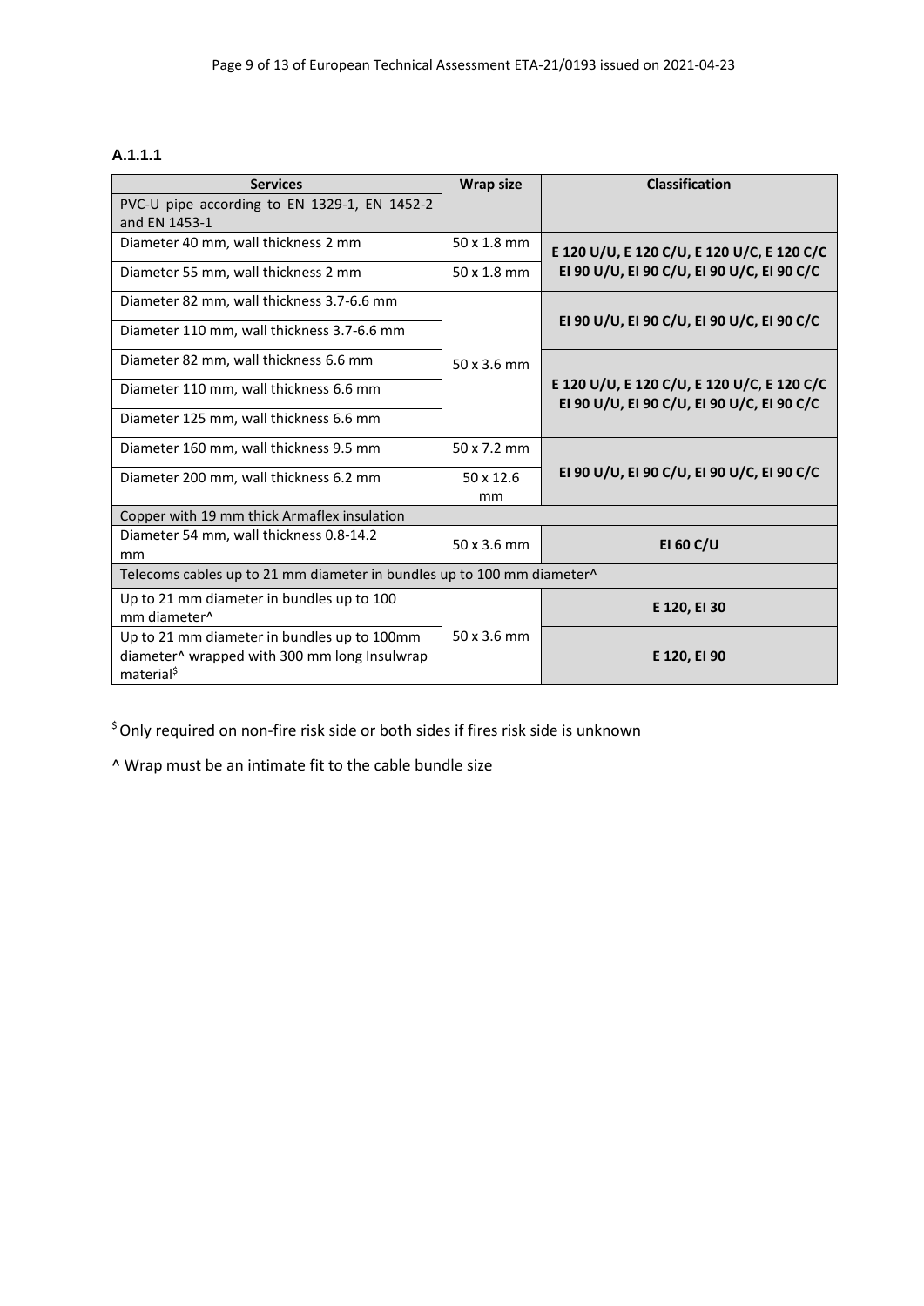**A.1.1.1**

| Services | Wrap size | Classification |
|---|---|---|
| PVC-U pipe according to EN 1329-1, EN 1452-2 and EN 1453-1 | | |
| Diameter 40 mm, wall thickness 2 mm | 50 x 1.8 mm | **E 120 U/U, E 120 C/U, E 120 U/C, E 120 C/C EI 90 U/U, EI 90 C/U, EI 90 U/C, EI 90 C/C** |
| Diameter 55 mm, wall thickness 2 mm | 50 x 1.8 mm | |
| Diameter 82 mm, wall thickness 3.7-6.6 mm | 50 x 3.6 mm | **EI 90 U/U, EI 90 C/U, EI 90 U/C, EI 90 C/C** |
| Diameter 110 mm, wall thickness 3.7-6.6 mm | | |
| Diameter 82 mm, wall thickness 6.6 mm | | **E 120 U/U, E 120 C/U, E 120 U/C, E 120 C/C EI 90 U/U, EI 90 C/U, EI 90 U/C, EI 90 C/C** |
| Diameter 110 mm, wall thickness 6.6 mm | | |
| Diameter 125 mm, wall thickness 6.6 mm | | |
| Diameter 160 mm, wall thickness 9.5 mm | 50 x 7.2 mm | **EI 90 U/U, EI 90 C/U, EI 90 U/C, EI 90 C/C** |
| Diameter 200 mm, wall thickness 6.2 mm | 50 x 12.6 mm | |
| Copper with 19 mm thick Armaflex insulation | | |
| Diameter 54 mm, wall thickness 0.8-14.2 mm | 50 x 3.6 mm | **EI 60 C/U** |
| Telecoms cables up to 21 mm diameter in bundles up to 100 mm diameter^ | | |
| Up to 21 mm diameter in bundles up to 100 mm diameter^ | 50 x 3.6 mm | **E 120, EI 30** |
| Up to 21 mm diameter in bundles up to 100mm diameter^ wrapped with 300 mm long Insulwrap material$ | | **E 120, EI 90** |

$ Only required on non-fire risk side or both sides if fires risk side is unknown

^ Wrap must be an intimate fit to the cable bundle size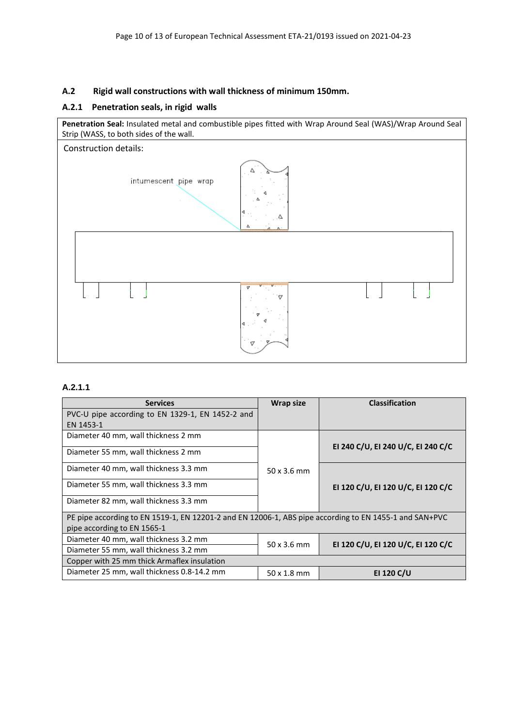## A.2 Rigid wall constructions with wall thickness of minimum 150mm.

### A.2.1 Penetration seals, in rigid walls

**Penetration Seal:** Insulated metal and combustible pipes fitted with Wrap Around Seal (WAS)/Wrap Around Seal Strip (WASS, to both sides of the wall.

Construction details:

intumescent pipe wrap

#### A.2.1.1

| Services | Wrap size | Classification |
|---|---|---|
| PVC-U pipe according to EN 1329-1, EN 1452-2 and EN 1453-1 | | |
| Diameter 40 mm, wall thickness 2 mm | 50 x 3.6 mm | **EI 240 C/U, EI 240 U/C, EI 240 C/C** |
| Diameter 55 mm, wall thickness 2 mm | | |
| Diameter 40 mm, wall thickness 3.3 mm | | **EI 120 C/U, EI 120 U/C, EI 120 C/C** |
| Diameter 55 mm, wall thickness 3.3 mm | | |
| Diameter 82 mm, wall thickness 3.3 mm | | |
| PE pipe according to EN 1519-1, EN 12201-2 and EN 12006-1, ABS pipe according to EN 1455-1 and SAN+PVC pipe according to EN 1565-1 | | |
| Diameter 40 mm, wall thickness 3.2 mm | 50 x 3.6 mm | **EI 120 C/U, EI 120 U/C, EI 120 C/C** |
| Diameter 55 mm, wall thickness 3.2 mm | | |
| Copper with 25 mm thick Armaflex insulation | | |
| Diameter 25 mm, wall thickness 0.8-14.2 mm | 50 x 1.8 mm | **EI 120 C/U** |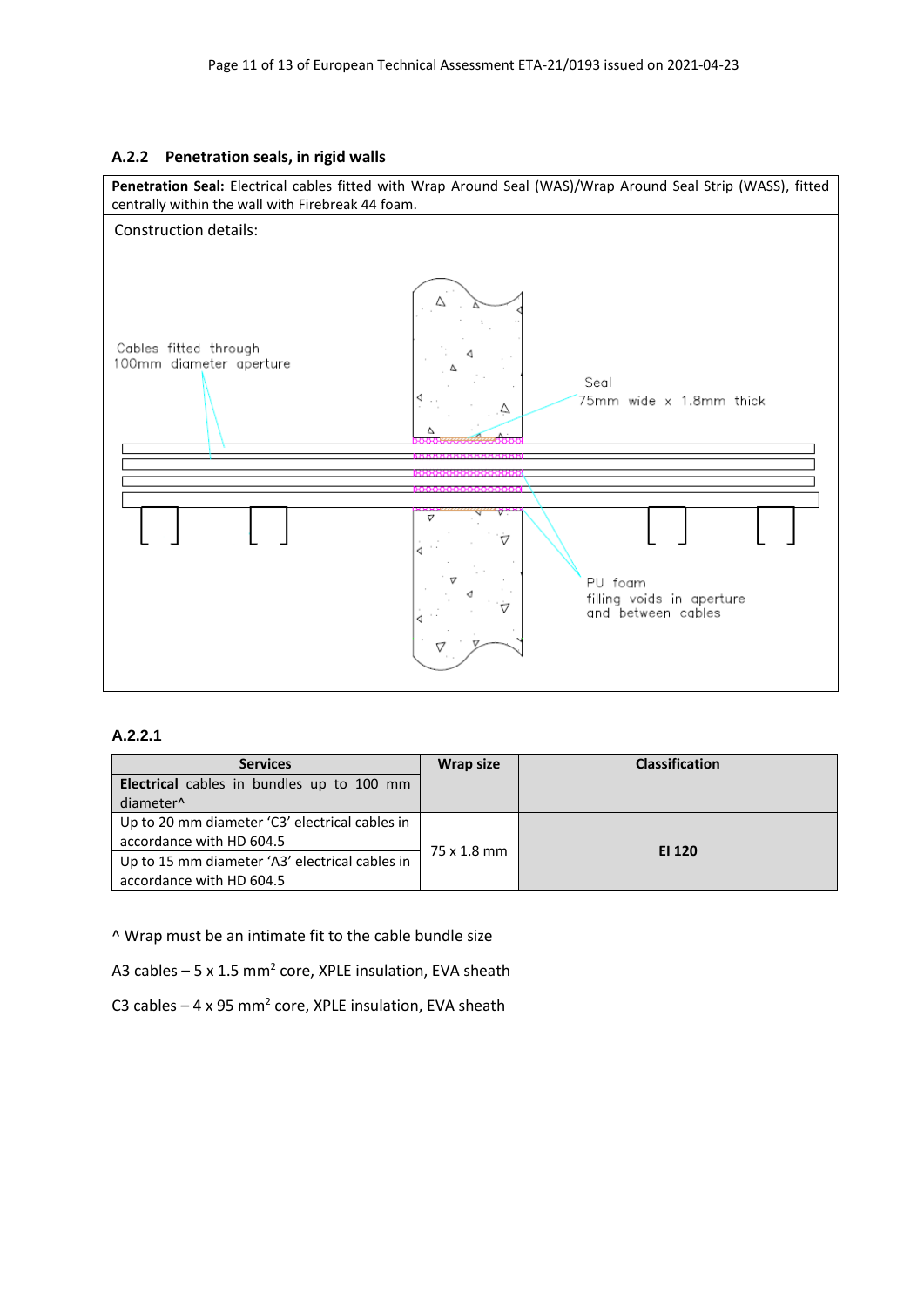### A.2.2 Penetration seals, in rigid walls

**Penetration Seal:** Electrical cables fitted with Wrap Around Seal (WAS)/Wrap Around Seal Strip (WASS), fitted centrally within the wall with Firebreak 44 foam.

Construction details:

Cables fitted through 100mm diameter aperture

Seal 75mm wide x 1.8mm thick

PU foam filling voids in aperture and between cables

#### A.2.2.1

| Services | Wrap size | Classification |
|---|---|---|
| **Electrical** cables in bundles up to 100 mm diameter^ | | |
| Up to 20 mm diameter 'C3' electrical cables in accordance with HD 604.5 | 75 x 1.8 mm | **EI 120** |
| Up to 15 mm diameter 'A3' electrical cables in accordance with HD 604.5 | | |

^ Wrap must be an intimate fit to the cable bundle size

A3 cables – 5 x 1.5 $mm^2$ core, XPLE insulation, EVA sheath

C3 cables – 4 x 95 $mm^2$ core, XPLE insulation, EVA sheath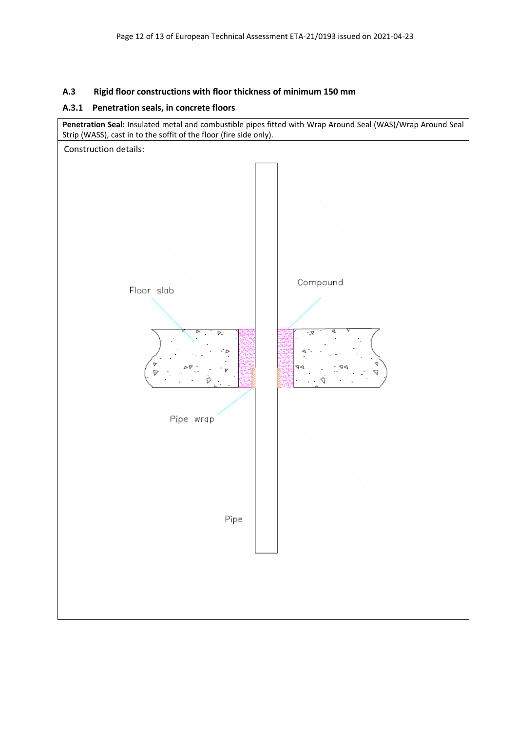## A.3 Rigid floor constructions with floor thickness of minimum 150 mm

### A.3.1 Penetration seals, in concrete floors

| **Penetration Seal:** Insulated metal and combustible pipes fitted with Wrap Around Seal (WAS)/Wrap Around Seal Strip (WASS), cast in to the soffit of the floor (fire side only). |
|---|
| Construction details: |

Floor slab

Compound

Pipe wrap

Pipe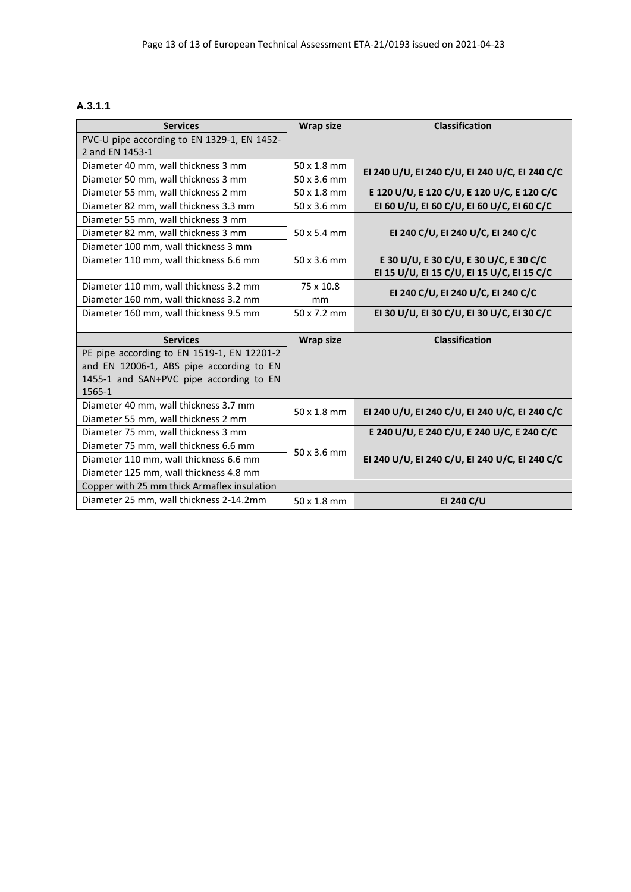### A.3.1.1

| Services | Wrap size | Classification |
|---|---|---|
| PVC-U pipe according to EN 1329-1, EN 1452-2 and EN 1453-1 | | |
| Diameter 40 mm, wall thickness 3 mm | 50 x 1.8 mm | **EI 240 U/U, EI 240 C/U, EI 240 U/C, EI 240 C/C** |
| Diameter 50 mm, wall thickness 3 mm | 50 x 3.6 mm | |
| Diameter 55 mm, wall thickness 2 mm | 50 x 1.8 mm | **E 120 U/U, E 120 C/U, E 120 U/C, E 120 C/C** |
| Diameter 82 mm, wall thickness 3.3 mm | 50 x 3.6 mm | **EI 60 U/U, EI 60 C/U, EI 60 U/C, EI 60 C/C** |
| Diameter 55 mm, wall thickness 3 mm | 50 x 5.4 mm | **EI 240 C/U, EI 240 U/C, EI 240 C/C** |
| Diameter 82 mm, wall thickness 3 mm | | |
| Diameter 100 mm, wall thickness 3 mm | | |
| Diameter 110 mm, wall thickness 6.6 mm | 50 x 3.6 mm | **E 30 U/U, E 30 C/U, E 30 U/C, E 30 C/C**<br>**EI 15 U/U, EI 15 C/U, EI 15 U/C, EI 15 C/C** |
| Diameter 110 mm, wall thickness 3.2 mm | 75 x 10.8 mm | **EI 240 C/U, EI 240 U/C, EI 240 C/C** |
| Diameter 160 mm, wall thickness 3.2 mm | | |
| Diameter 160 mm, wall thickness 9.5 mm | 50 x 7.2 mm | **EI 30 U/U, EI 30 C/U, EI 30 U/C, EI 30 C/C** |

| Services | Wrap size | Classification |
|---|---|---|
| PE pipe according to EN 1519-1, EN 12201-2 and EN 12006-1, ABS pipe according to EN 1455-1 and SAN+PVC pipe according to EN 1565-1 | | |
| Diameter 40 mm, wall thickness 3.7 mm | 50 x 1.8 mm | **EI 240 U/U, EI 240 C/U, EI 240 U/C, EI 240 C/C** |
| Diameter 55 mm, wall thickness 2 mm | | |
| Diameter 75 mm, wall thickness 3 mm | 50 x 3.6 mm | **E 240 U/U, E 240 C/U, E 240 U/C, E 240 C/C** |
| Diameter 75 mm, wall thickness 6.6 mm | | **EI 240 U/U, EI 240 C/U, EI 240 U/C, EI 240 C/C** |
| Diameter 110 mm, wall thickness 6.6 mm | | |
| Diameter 125 mm, wall thickness 4.8 mm | | |
| Copper with 25 mm thick Armaflex insulation | | |
| Diameter 25 mm, wall thickness 2-14.2mm | 50 x 1.8 mm | **EI 240 C/U** |